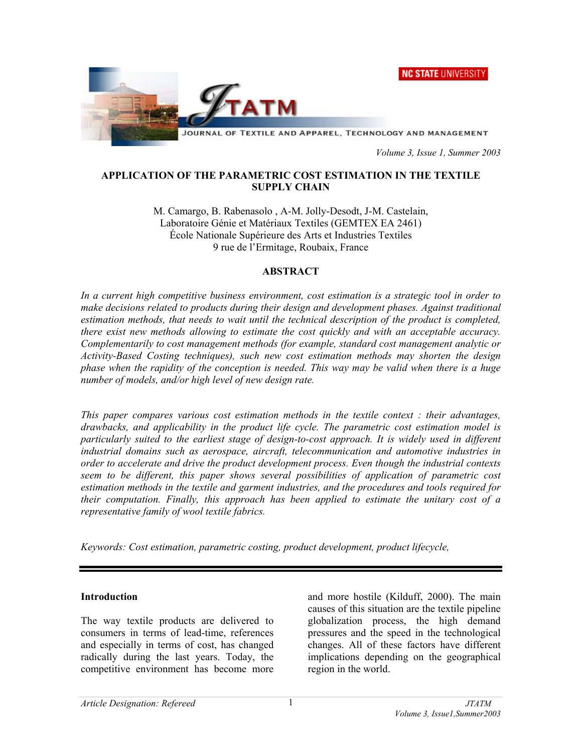# APPLICATION OF THE PARAMETRIC COST ESTIMATION IN THE TEXTILE SUPPLY CHAIN

M. Camargo, B. Rabenasolo , A-M. Jolly-Desodt, J-M. Castelain,
Laboratoire Génie et Matériaux Textiles (GEMTEX EA 2461)
École Nationale Supérieure des Arts et Industries Textiles
9 rue de l'Ermitage, Roubaix, France

## ABSTRACT

*In a current high competitive business environment, cost estimation is a strategic tool in order to make decisions related to products during their design and development phases. Against traditional estimation methods, that needs to wait until the technical description of the product is completed, there exist new methods allowing to estimate the cost quickly and with an acceptable accuracy. Complementarily to cost management methods (for example, standard cost management analytic or Activity-Based Costing techniques), such new cost estimation methods may shorten the design phase when the rapidity of the conception is needed. This way may be valid when there is a huge number of models, and/or high level of new design rate.*

*This paper compares various cost estimation methods in the textile context : their advantages, drawbacks, and applicability in the product life cycle. The parametric cost estimation model is particularly suited to the earliest stage of design-to-cost approach. It is widely used in different industrial domains such as aerospace, aircraft, telecommunication and automotive industries in order to accelerate and drive the product development process. Even though the industrial contexts seem to be different, this paper shows several possibilities of application of parametric cost estimation methods in the textile and garment industries, and the procedures and tools required for their computation. Finally, this approach has been applied to estimate the unitary cost of a representative family of wool textile fabrics.*

*Keywords: Cost estimation, parametric costing, product development, product lifecycle,*

## Introduction

The way textile products are delivered to consumers in terms of lead-time, references and especially in terms of cost, has changed radically during the last years. Today, the competitive environment has become more and more hostile (Kilduff, 2000). The main causes of this situation are the textile pipeline globalization process, the high demand pressures and the speed in the technological changes. All of these factors have different implications depending on the geographical region in the world.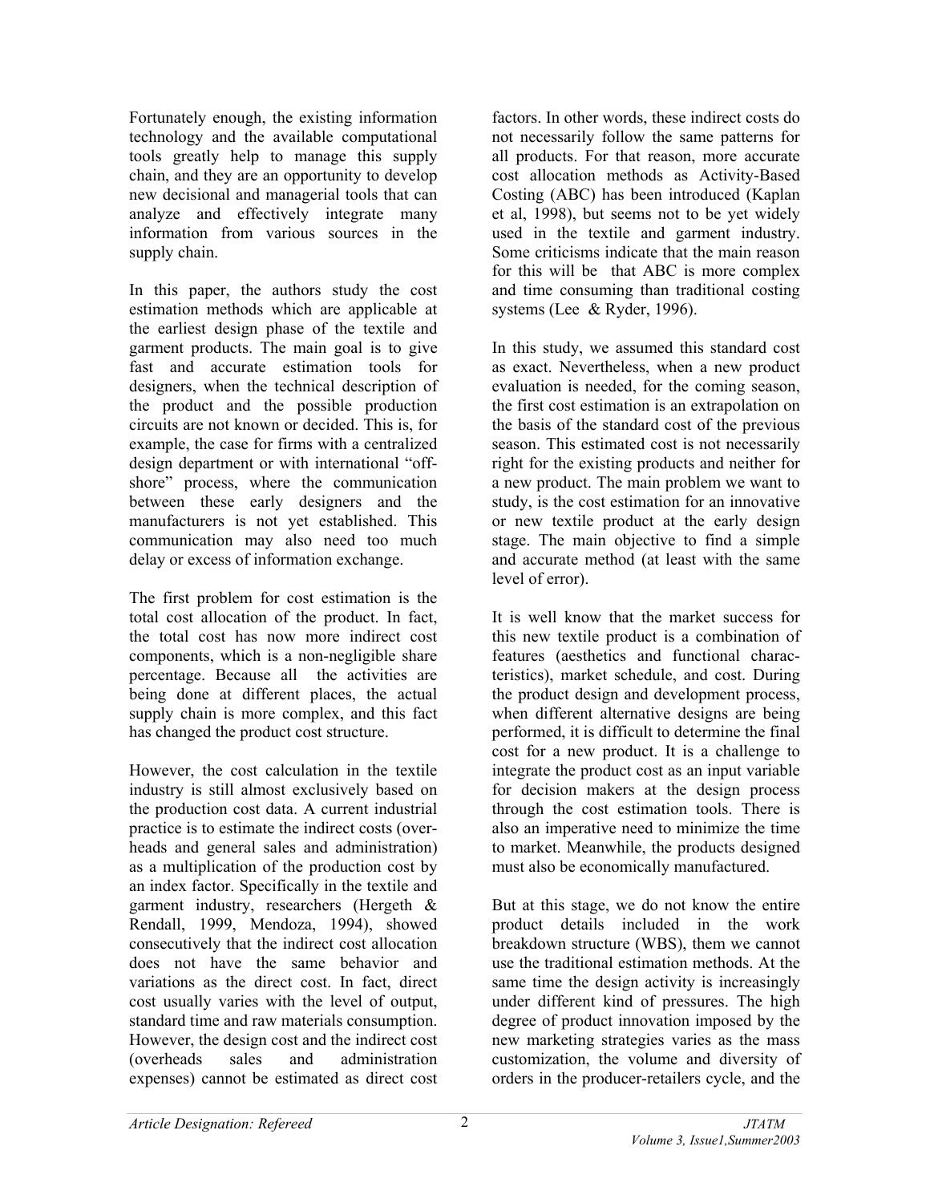Fortunately enough, the existing information technology and the available computational tools greatly help to manage this supply chain, and they are an opportunity to develop new decisional and managerial tools that can analyze and effectively integrate many information from various sources in the supply chain.

In this paper, the authors study the cost estimation methods which are applicable at the earliest design phase of the textile and garment products. The main goal is to give fast and accurate estimation tools for designers, when the technical description of the product and the possible production circuits are not known or decided. This is, for example, the case for firms with a centralized design department or with international "off-shore" process, where the communication between these early designers and the manufacturers is not yet established. This communication may also need too much delay or excess of information exchange.

The first problem for cost estimation is the total cost allocation of the product. In fact, the total cost has now more indirect cost components, which is a non-negligible share percentage. Because all the activities are being done at different places, the actual supply chain is more complex, and this fact has changed the product cost structure.

However, the cost calculation in the textile industry is still almost exclusively based on the production cost data. A current industrial practice is to estimate the indirect costs (overheads and general sales and administration) as a multiplication of the production cost by an index factor. Specifically in the textile and garment industry, researchers (Hergeth & Rendall, 1999, Mendoza, 1994), showed consecutively that the indirect cost allocation does not have the same behavior and variations as the direct cost. In fact, direct cost usually varies with the level of output, standard time and raw materials consumption. However, the design cost and the indirect cost (overheads sales and administration expenses) cannot be estimated as direct cost factors. In other words, these indirect costs do not necessarily follow the same patterns for all products. For that reason, more accurate cost allocation methods as Activity-Based Costing (ABC) has been introduced (Kaplan et al, 1998), but seems not to be yet widely used in the textile and garment industry. Some criticisms indicate that the main reason for this will be that ABC is more complex and time consuming than traditional costing systems (Lee & Ryder, 1996).

In this study, we assumed this standard cost as exact. Nevertheless, when a new product evaluation is needed, for the coming season, the first cost estimation is an extrapolation on the basis of the standard cost of the previous season. This estimated cost is not necessarily right for the existing products and neither for a new product. The main problem we want to study, is the cost estimation for an innovative or new textile product at the early design stage. The main objective to find a simple and accurate method (at least with the same level of error).

It is well know that the market success for this new textile product is a combination of features (aesthetics and functional characteristics), market schedule, and cost. During the product design and development process, when different alternative designs are being performed, it is difficult to determine the final cost for a new product. It is a challenge to integrate the product cost as an input variable for decision makers at the design process through the cost estimation tools. There is also an imperative need to minimize the time to market. Meanwhile, the products designed must also be economically manufactured.

But at this stage, we do not know the entire product details included in the work breakdown structure (WBS), them we cannot use the traditional estimation methods. At the same time the design activity is increasingly under different kind of pressures. The high degree of product innovation imposed by the new marketing strategies varies as the mass customization, the volume and diversity of orders in the producer-retailers cycle, and the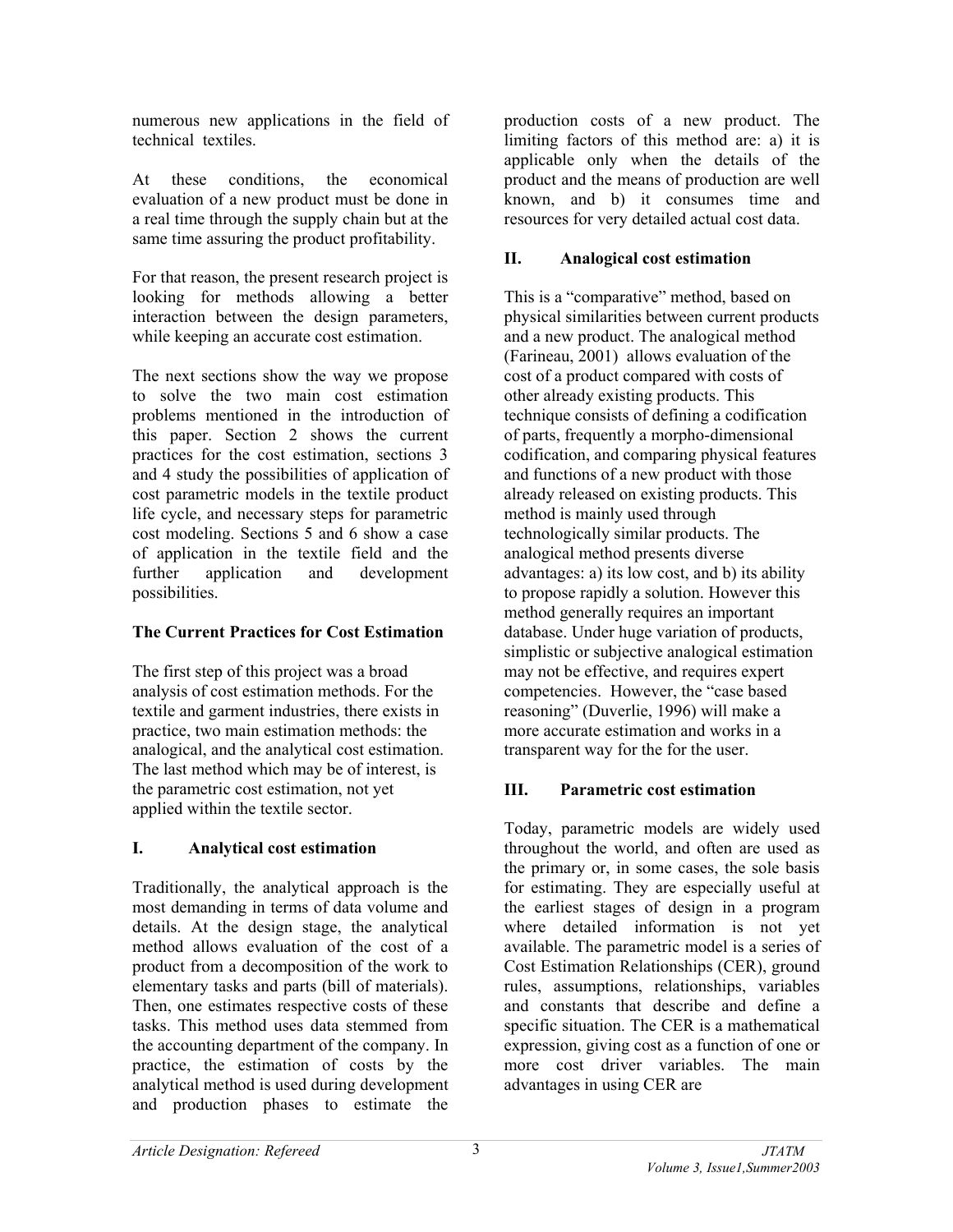numerous new applications in the field of technical textiles.

At these conditions, the economical evaluation of a new product must be done in a real time through the supply chain but at the same time assuring the product profitability.

For that reason, the present research project is looking for methods allowing a better interaction between the design parameters, while keeping an accurate cost estimation.

The next sections show the way we propose to solve the two main cost estimation problems mentioned in the introduction of this paper. Section 2 shows the current practices for the cost estimation, sections 3 and 4 study the possibilities of application of cost parametric models in the textile product life cycle, and necessary steps for parametric cost modeling. Sections 5 and 6 show a case of application in the textile field and the further application and development possibilities.

## The Current Practices for Cost Estimation

The first step of this project was a broad analysis of cost estimation methods. For the textile and garment industries, there exists in practice, two main estimation methods: the analogical, and the analytical cost estimation. The last method which may be of interest, is the parametric cost estimation, not yet applied within the textile sector.

### I. Analytical cost estimation

Traditionally, the analytical approach is the most demanding in terms of data volume and details. At the design stage, the analytical method allows evaluation of the cost of a product from a decomposition of the work to elementary tasks and parts (bill of materials). Then, one estimates respective costs of these tasks. This method uses data stemmed from the accounting department of the company. In practice, the estimation of costs by the analytical method is used during development and production phases to estimate the production costs of a new product. The limiting factors of this method are: a) it is applicable only when the details of the product and the means of production are well known, and b) it consumes time and resources for very detailed actual cost data.

### II. Analogical cost estimation

This is a "comparative" method, based on physical similarities between current products and a new product. The analogical method (Farineau, 2001) allows evaluation of the cost of a product compared with costs of other already existing products. This technique consists of defining a codification of parts, frequently a morpho-dimensional codification, and comparing physical features and functions of a new product with those already released on existing products. This method is mainly used through technologically similar products. The analogical method presents diverse advantages: a) its low cost, and b) its ability to propose rapidly a solution. However this method generally requires an important database. Under huge variation of products, simplistic or subjective analogical estimation may not be effective, and requires expert competencies. However, the "case based reasoning" (Duverlie, 1996) will make a more accurate estimation and works in a transparent way for the for the user.

### III. Parametric cost estimation

Today, parametric models are widely used throughout the world, and often are used as the primary or, in some cases, the sole basis for estimating. They are especially useful at the earliest stages of design in a program where detailed information is not yet available. The parametric model is a series of Cost Estimation Relationships (CER), ground rules, assumptions, relationships, variables and constants that describe and define a specific situation. The CER is a mathematical expression, giving cost as a function of one or more cost driver variables. The main advantages in using CER are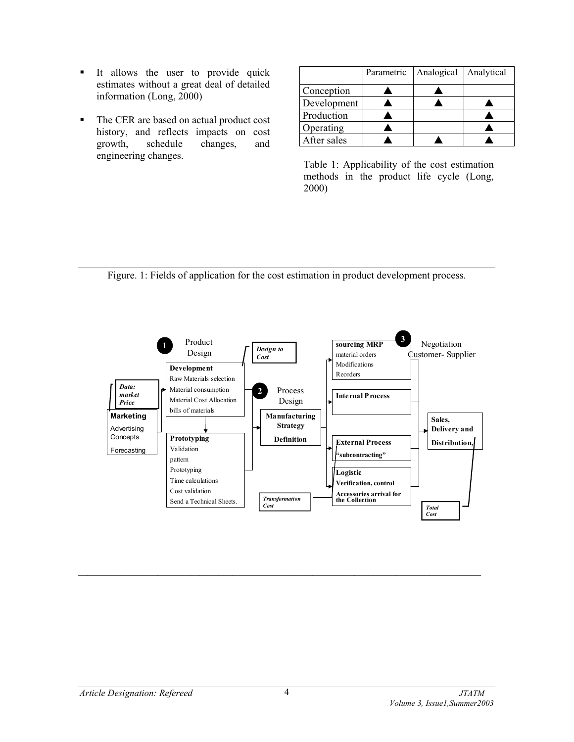- It allows the user to provide quick estimates without a great deal of detailed information (Long, 2000)

- The CER are based on actual product cost history, and reflects impacts on cost growth, schedule changes, and engineering changes.

| | Parametric | Analogical | Analytical |
|---|---|---|---|
| Conception | ▲ | ▲ | |
| Development | ▲ | ▲ | ▲ |
| Production | ▲ | | ▲ |
| Operating | ▲ | | ▲ |
| After sales | ▲ | ▲ | ▲ |

Table 1: Applicability of the cost estimation methods in the product life cycle (Long, 2000)

Figure. 1: Fields of application for the cost estimation in product development process.

1 Product Design

*Design to Cost*

**Development**
Raw Materials selection
Material consumption
Material Cost Allocation
bills of materials

*Data: market Price*

**Marketing**
Advertising
Concepts
Forecasting

**Prototyping**
Validation
pattern
Prototyping
Time calculations
Cost validation
Send a Technical Sheets.

2 Process Design

**Manufacturing Strategy Definition**

*Transformation Cost*

3 Negotiation Customer- Supplier

**sourcing MRP**
material orders
Modifications
Reorders

**Internal Process**

**External Process**
**"subcontracting"**

**Logistic**
**Verification, control**
**Accessories arrival for the Collection**

**Sales, Delivery and Distribution,**

*Total Cost*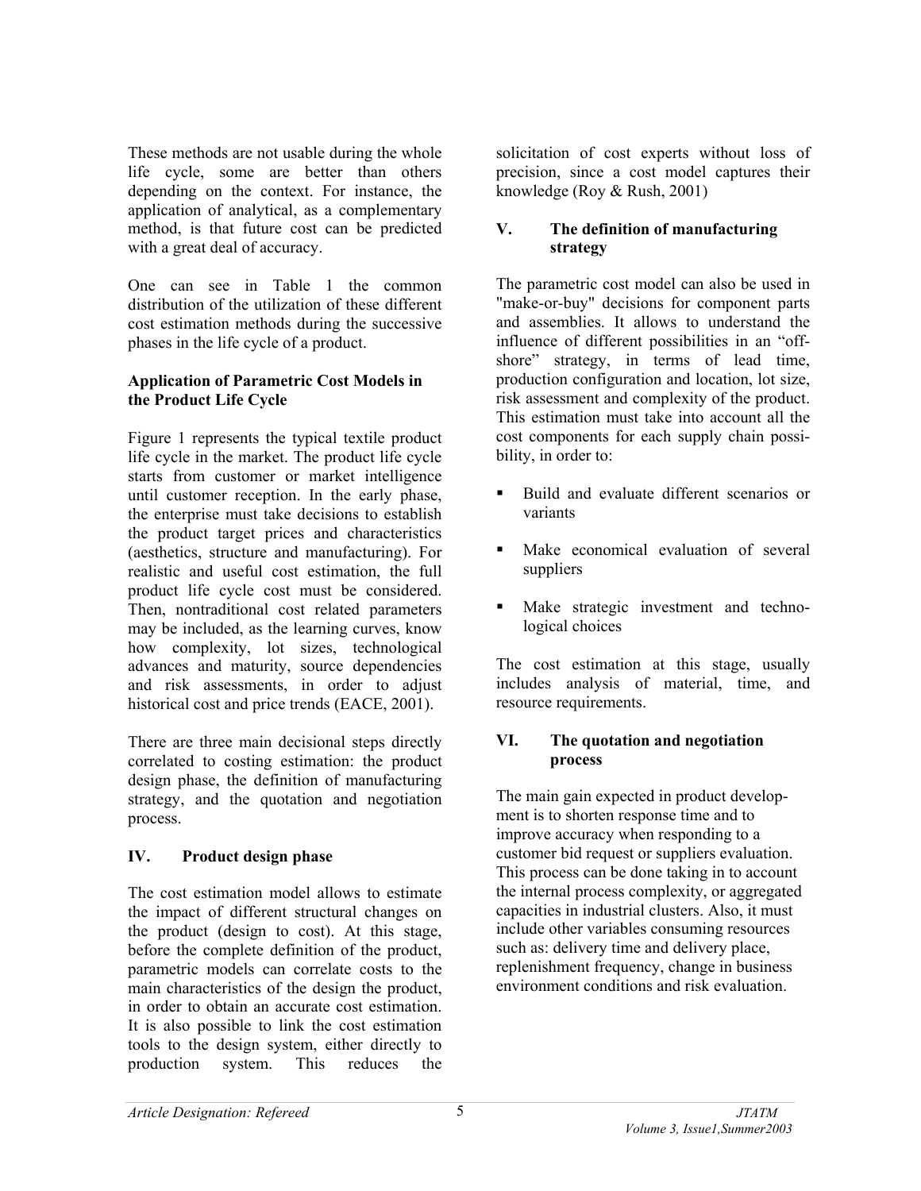These methods are not usable during the whole life cycle, some are better than others depending on the context. For instance, the application of analytical, as a complementary method, is that future cost can be predicted with a great deal of accuracy.

One can see in Table 1 the common distribution of the utilization of these different cost estimation methods during the successive phases in the life cycle of a product.

**Application of Parametric Cost Models in the Product Life Cycle**

Figure 1 represents the typical textile product life cycle in the market. The product life cycle starts from customer or market intelligence until customer reception. In the early phase, the enterprise must take decisions to establish the product target prices and characteristics (aesthetics, structure and manufacturing). For realistic and useful cost estimation, the full product life cycle cost must be considered. Then, nontraditional cost related parameters may be included, as the learning curves, know how complexity, lot sizes, technological advances and maturity, source dependencies and risk assessments, in order to adjust historical cost and price trends (EACE, 2001).

There are three main decisional steps directly correlated to costing estimation: the product design phase, the definition of manufacturing strategy, and the quotation and negotiation process.

## IV. Product design phase

The cost estimation model allows to estimate the impact of different structural changes on the product (design to cost). At this stage, before the complete definition of the product, parametric models can correlate costs to the main characteristics of the design the product, in order to obtain an accurate cost estimation. It is also possible to link the cost estimation tools to the design system, either directly to production system. This reduces the solicitation of cost experts without loss of precision, since a cost model captures their knowledge (Roy & Rush, 2001)

## V. The definition of manufacturing strategy

The parametric cost model can also be used in "make-or-buy" decisions for component parts and assemblies. It allows to understand the influence of different possibilities in an "off-shore" strategy, in terms of lead time, production configuration and location, lot size, risk assessment and complexity of the product. This estimation must take into account all the cost components for each supply chain possibility, in order to:

- Build and evaluate different scenarios or variants
- Make economical evaluation of several suppliers
- Make strategic investment and technological choices

The cost estimation at this stage, usually includes analysis of material, time, and resource requirements.

## VI. The quotation and negotiation process

The main gain expected in product development is to shorten response time and to improve accuracy when responding to a customer bid request or suppliers evaluation. This process can be done taking in to account the internal process complexity, or aggregated capacities in industrial clusters. Also, it must include other variables consuming resources such as: delivery time and delivery place, replenishment frequency, change in business environment conditions and risk evaluation.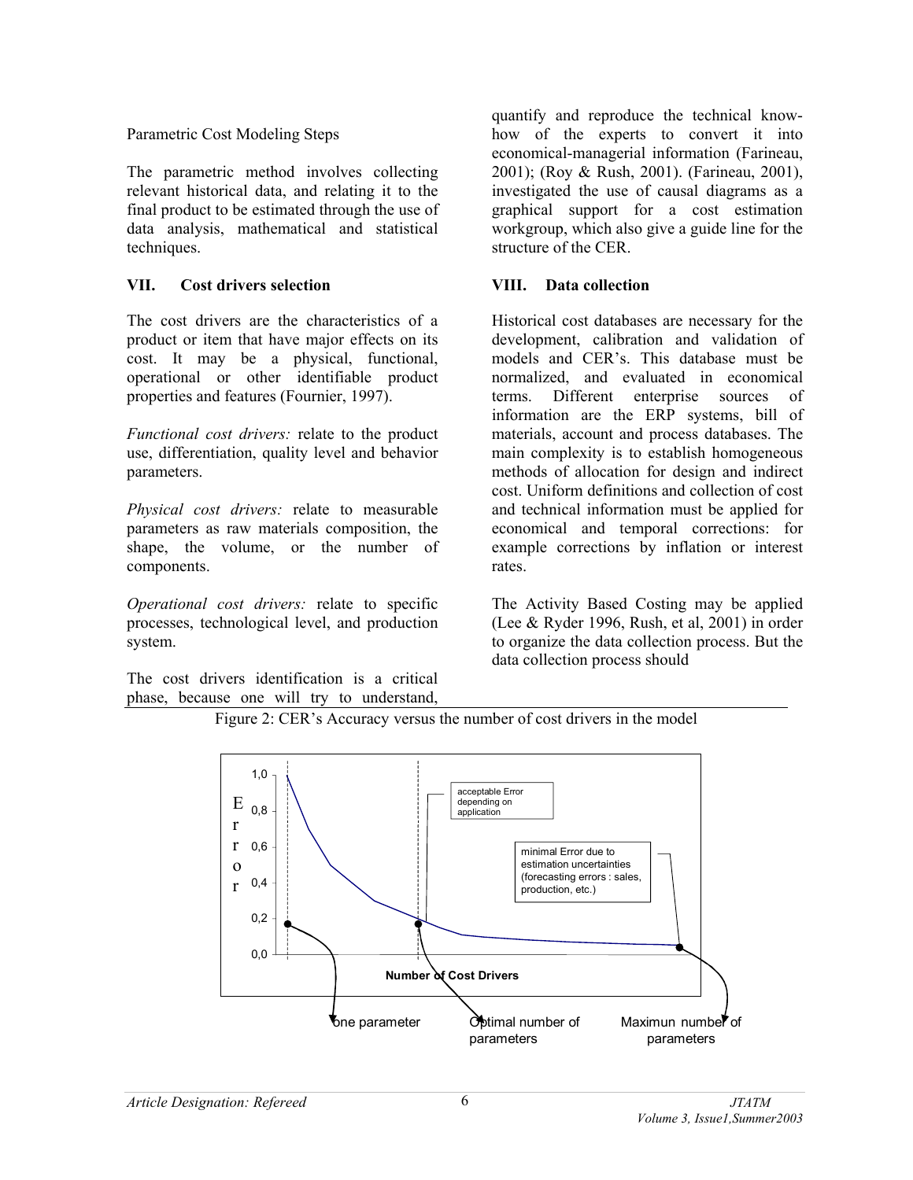Parametric Cost Modeling Steps

The parametric method involves collecting relevant historical data, and relating it to the final product to be estimated through the use of data analysis, mathematical and statistical techniques.

## VII. Cost drivers selection

The cost drivers are the characteristics of a product or item that have major effects on its cost. It may be a physical, functional, operational or other identifiable product properties and features (Fournier, 1997).

*Functional cost drivers:* relate to the product use, differentiation, quality level and behavior parameters.

*Physical cost drivers:* relate to measurable parameters as raw materials composition, the shape, the volume, or the number of components.

*Operational cost drivers:* relate to specific processes, technological level, and production system.

The cost drivers identification is a critical phase, because one will try to understand, quantify and reproduce the technical know-how of the experts to convert it into economical-managerial information (Farineau, 2001); (Roy & Rush, 2001). (Farineau, 2001), investigated the use of causal diagrams as a graphical support for a cost estimation workgroup, which also give a guide line for the structure of the CER.

## VIII. Data collection

Historical cost databases are necessary for the development, calibration and validation of models and CER's. This database must be normalized, and evaluated in economical terms. Different enterprise sources of information are the ERP systems, bill of materials, account and process databases. The main complexity is to establish homogeneous methods of allocation for design and indirect cost. Uniform definitions and collection of cost and technical information must be applied for economical and temporal corrections: for example corrections by inflation or interest rates.

The Activity Based Costing may be applied (Lee & Ryder 1996, Rush, et al, 2001) in order to organize the data collection process. But the data collection process should

Figure 2: CER's Accuracy versus the number of cost drivers in the model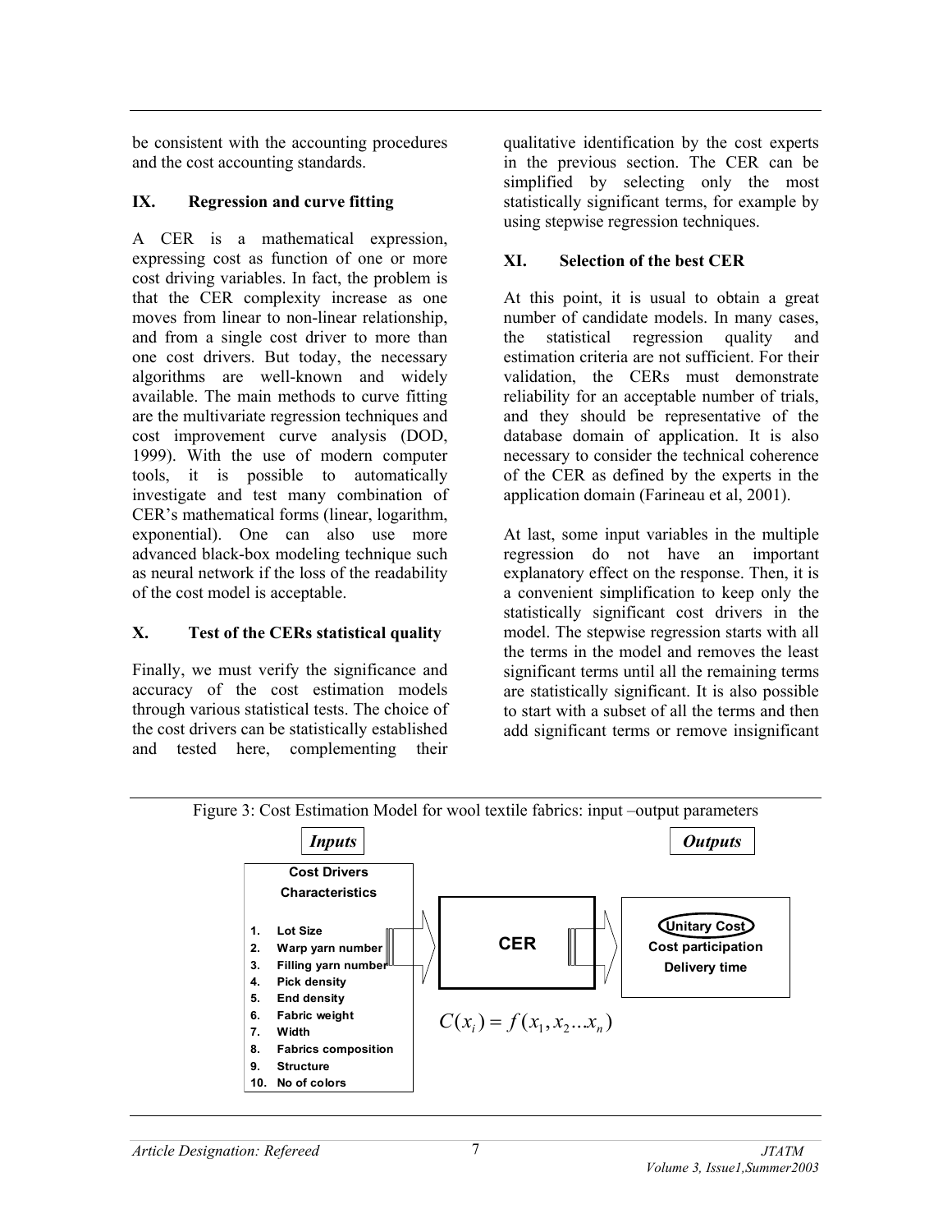be consistent with the accounting procedures and the cost accounting standards.

## IX. Regression and curve fitting

A CER is a mathematical expression, expressing cost as function of one or more cost driving variables. In fact, the problem is that the CER complexity increase as one moves from linear to non-linear relationship, and from a single cost driver to more than one cost drivers. But today, the necessary algorithms are well-known and widely available. The main methods to curve fitting are the multivariate regression techniques and cost improvement curve analysis (DOD, 1999). With the use of modern computer tools, it is possible to automatically investigate and test many combination of CER's mathematical forms (linear, logarithm, exponential). One can also use more advanced black-box modeling technique such as neural network if the loss of the readability of the cost model is acceptable.

## X. Test of the CERs statistical quality

Finally, we must verify the significance and accuracy of the cost estimation models through various statistical tests. The choice of the cost drivers can be statistically established and tested here, complementing their qualitative identification by the cost experts in the previous section. The CER can be simplified by selecting only the most statistically significant terms, for example by using stepwise regression techniques.

## XI. Selection of the best CER

At this point, it is usual to obtain a great number of candidate models. In many cases, the statistical regression quality and estimation criteria are not sufficient. For their validation, the CERs must demonstrate reliability for an acceptable number of trials, and they should be representative of the database domain of application. It is also necessary to consider the technical coherence of the CER as defined by the experts in the application domain (Farineau et al, 2001).

At last, some input variables in the multiple regression do not have an important explanatory effect on the response. Then, it is a convenient simplification to keep only the statistically significant cost drivers in the model. The stepwise regression starts with all the terms in the model and removes the least significant terms until all the remaining terms are statistically significant. It is also possible to start with a subset of all the terms and then add significant terms or remove insignificant

Figure 3: Cost Estimation Model for wool textile fabrics: input –output parameters

***Inputs***

**Cost Drivers**
**Characteristics**

1. **Lot Size**
2. **Warp yarn number**
3. **Filling yarn number**
4. **Pick density**
5. **End density**
6. **Fabric weight**
7. **Width**
8. **Fabrics composition**
9. **Structure**
10. **No of colors**

**CER**

$$C(x_i) = f(x_1, x_2 ... x_n)$$

***Outputs***

**Unitary Cost**
**Cost participation**
**Delivery time**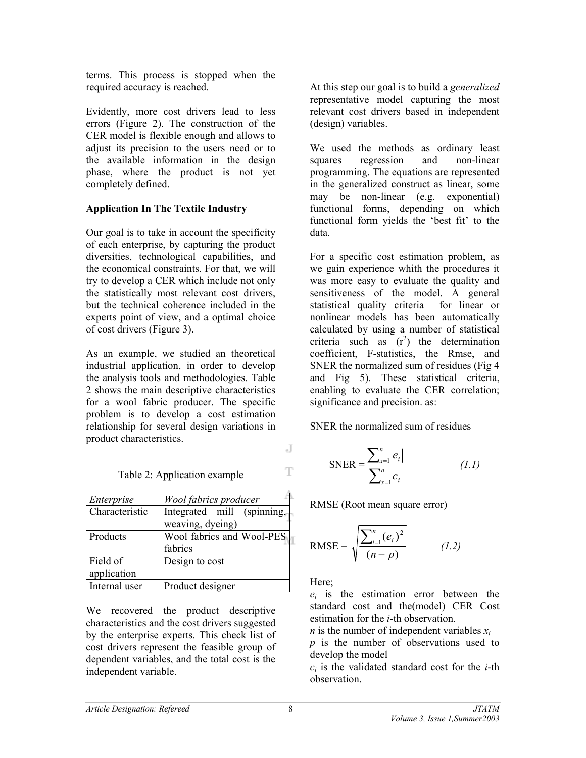terms. This process is stopped when the required accuracy is reached.

Evidently, more cost drivers lead to less errors (Figure 2). The construction of the CER model is flexible enough and allows to adjust its precision to the users need or to the available information in the design phase, where the product is not yet completely defined.

**Application In The Textile Industry**

Our goal is to take in account the specificity of each enterprise, by capturing the product diversities, technological capabilities, and the economical constraints. For that, we will try to develop a CER which include not only the statistically most relevant cost drivers, but the technical coherence included in the experts point of view, and a optimal choice of cost drivers (Figure 3).

As an example, we studied an theoretical industrial application, in order to develop the analysis tools and methodologies. Table 2 shows the main descriptive characteristics for a wool fabric producer. The specific problem is to develop a cost estimation relationship for several design variations in product characteristics.

Table 2: Application example

| *Enterprise* | *Wool fabrics producer* |
|---|---|
| Characteristic | Integrated mill (spinning, weaving, dyeing) |
| Products | Wool fabrics and Wool-PES fabrics |
| Field of application | Design to cost |
| Internal user | Product designer |

We recovered the product descriptive characteristics and the cost drivers suggested by the enterprise experts. This check list of cost drivers represent the feasible group of dependent variables, and the total cost is the independent variable.

At this step our goal is to build a *generalized* representative model capturing the most relevant cost drivers based in independent (design) variables.

We used the methods as ordinary least squares regression and non-linear programming. The equations are represented in the generalized construct as linear, some may be non-linear (e.g. exponential) functional forms, depending on which functional form yields the 'best fit' to the data.

For a specific cost estimation problem, as we gain experience whith the procedures it was more easy to evaluate the quality and sensitiveness of the model. A general statistical quality criteria for linear or nonlinear models has been automatically calculated by using a number of statistical criteria such as ($r^2$) the determination coefficient, F-statistics, the Rmse, and SNER the normalized sum of residues (Fig 4 and Fig 5). These statistical criteria, enabling to evaluate the CER correlation; significance and precision. as:

SNER the normalized sum of residues

$$\text{SNER} = \frac{\sum_{x=1}^{n} |e_i|}{\sum_{x=1}^{n} c_i} \qquad (1.1)$$

RMSE (Root mean square error)

$$\text{RMSE} = \sqrt{\frac{\sum_{i=1}^{n} (e_i)^2}{(n-p)}} \qquad (1.2)$$

Here;

$e_i$ is the estimation error between the standard cost and the(model) CER Cost estimation for the *i*-th observation.

$n$ is the number of independent variables $x_i$

$p$ is the number of observations used to develop the model

$c_i$ is the validated standard cost for the *i*-th observation.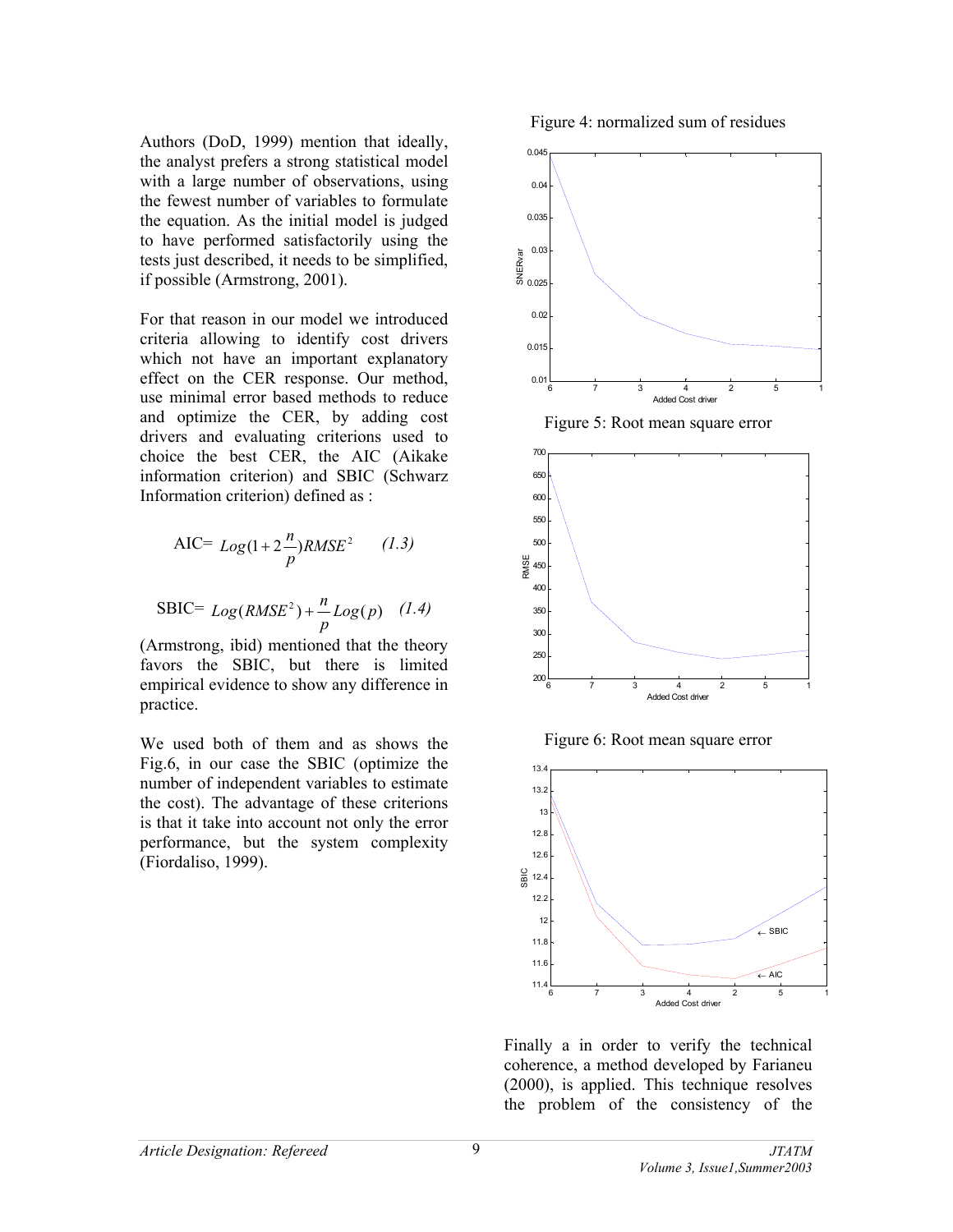Authors (DoD, 1999) mention that ideally, the analyst prefers a strong statistical model with a large number of observations, using the fewest number of variables to formulate the equation. As the initial model is judged to have performed satisfactorily using the tests just described, it needs to be simplified, if possible (Armstrong, 2001).

For that reason in our model we introduced criteria allowing to identify cost drivers which not have an important explanatory effect on the CER response. Our method, use minimal error based methods to reduce and optimize the CER, by adding cost drivers and evaluating criterions used to choice the best CER, the AIC (Aikake information criterion) and SBIC (Schwarz Information criterion) defined as :

$$\text{AIC}= Log(1+2\frac{n}{p})RMSE^2 \qquad (1.3)$$

$$\text{SBIC}= Log(RMSE^2)+\frac{n}{p}Log(p) \qquad (1.4)$$

(Armstrong, ibid) mentioned that the theory favors the SBIC, but there is limited empirical evidence to show any difference in practice.

We used both of them and as shows the Fig.6, in our case the SBIC (optimize the number of independent variables to estimate the cost). The advantage of these criterions is that it take into account not only the error performance, but the system complexity (Fiordaliso, 1999).

Figure 4: normalized sum of residues

Figure 5: Root mean square error

Figure 6: Root mean square error

Finally a in order to verify the technical coherence, a method developed by Farianeu (2000), is applied. This technique resolves the problem of the consistency of the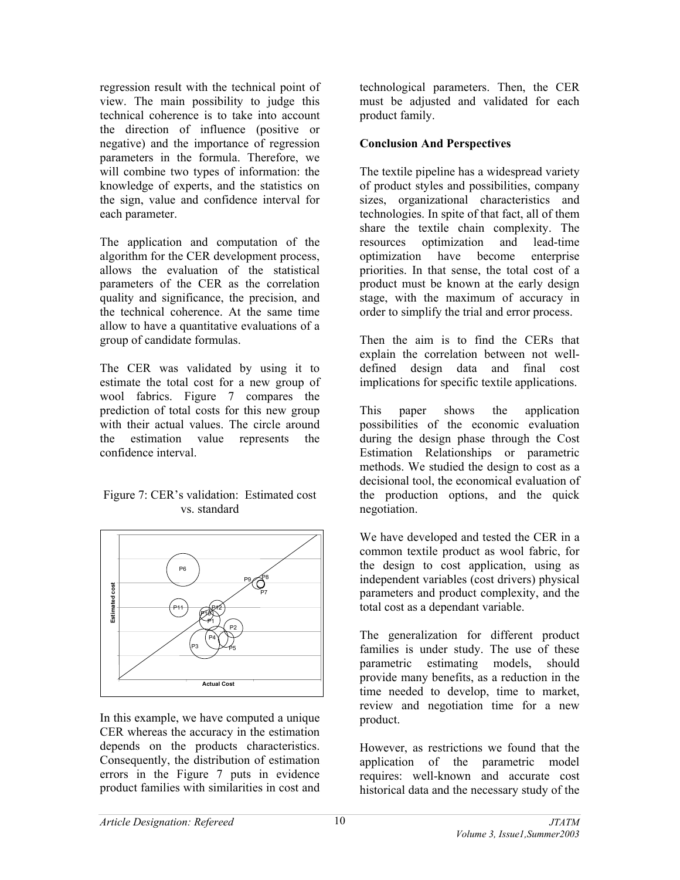regression result with the technical point of view. The main possibility to judge this technical coherence is to take into account the direction of influence (positive or negative) and the importance of regression parameters in the formula. Therefore, we will combine two types of information: the knowledge of experts, and the statistics on the sign, value and confidence interval for each parameter.

The application and computation of the algorithm for the CER development process, allows the evaluation of the statistical parameters of the CER as the correlation quality and significance, the precision, and the technical coherence. At the same time allow to have a quantitative evaluations of a group of candidate formulas.

The CER was validated by using it to estimate the total cost for a new group of wool fabrics. Figure 7 compares the prediction of total costs for this new group with their actual values. The circle around the estimation value represents the confidence interval.

Figure 7: CER's validation: Estimated cost vs. standard

In this example, we have computed a unique CER whereas the accuracy in the estimation depends on the products characteristics. Consequently, the distribution of estimation errors in the Figure 7 puts in evidence product families with similarities in cost and technological parameters. Then, the CER must be adjusted and validated for each product family.

**Conclusion And Perspectives**

The textile pipeline has a widespread variety of product styles and possibilities, company sizes, organizational characteristics and technologies. In spite of that fact, all of them share the textile chain complexity. The resources optimization and lead-time optimization have become enterprise priorities. In that sense, the total cost of a product must be known at the early design stage, with the maximum of accuracy in order to simplify the trial and error process.

Then the aim is to find the CERs that explain the correlation between not well-defined design data and final cost implications for specific textile applications.

This paper shows the application possibilities of the economic evaluation during the design phase through the Cost Estimation Relationships or parametric methods. We studied the design to cost as a decisional tool, the economical evaluation of the production options, and the quick negotiation.

We have developed and tested the CER in a common textile product as wool fabric, for the design to cost application, using as independent variables (cost drivers) physical parameters and product complexity, and the total cost as a dependant variable.

The generalization for different product families is under study. The use of these parametric estimating models, should provide many benefits, as a reduction in the time needed to develop, time to market, review and negotiation time for a new product.

However, as restrictions we found that the application of the parametric model requires: well-known and accurate cost historical data and the necessary study of the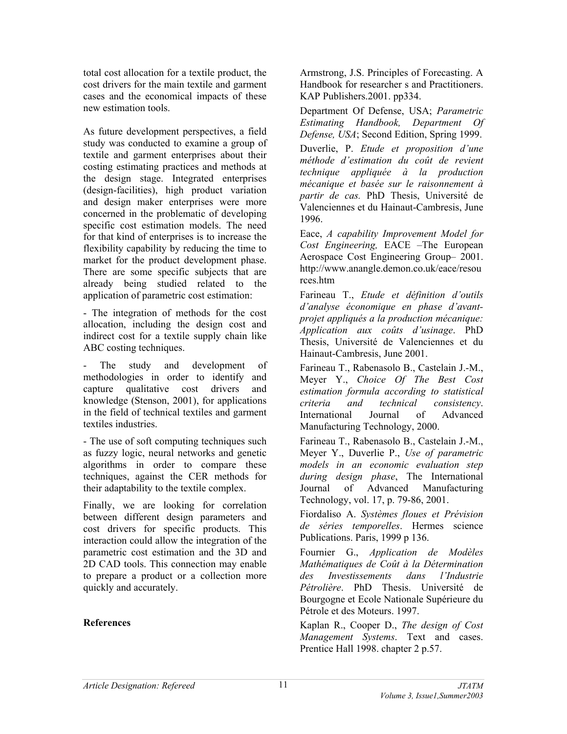total cost allocation for a textile product, the cost drivers for the main textile and garment cases and the economical impacts of these new estimation tools.

As future development perspectives, a field study was conducted to examine a group of textile and garment enterprises about their costing estimating practices and methods at the design stage. Integrated enterprises (design-facilities), high product variation and design maker enterprises were more concerned in the problematic of developing specific cost estimation models. The need for that kind of enterprises is to increase the flexibility capability by reducing the time to market for the product development phase. There are some specific subjects that are already being studied related to the application of parametric cost estimation:

- The integration of methods for the cost allocation, including the design cost and indirect cost for a textile supply chain like ABC costing techniques.

- The study and development of methodologies in order to identify and capture qualitative cost drivers and knowledge (Stenson, 2001), for applications in the field of technical textiles and garment textiles industries.

- The use of soft computing techniques such as fuzzy logic, neural networks and genetic algorithms in order to compare these techniques, against the CER methods for their adaptability to the textile complex.

Finally, we are looking for correlation between different design parameters and cost drivers for specific products. This interaction could allow the integration of the parametric cost estimation and the 3D and 2D CAD tools. This connection may enable to prepare a product or a collection more quickly and accurately.

## References

Armstrong, J.S. Principles of Forecasting. A Handbook for researcher s and Practitioners. KAP Publishers.2001. pp334.

Department Of Defense, USA; *Parametric Estimating Handbook, Department Of Defense, USA*; Second Edition, Spring 1999.

Duverlie, P. *Etude et proposition d'une méthode d'estimation du coût de revient technique appliquée à la production mécanique et basée sur le raisonnement à partir de cas.* PhD Thesis, Université de Valenciennes et du Hainaut-Cambresis, June 1996.

Eace, *A capability Improvement Model for Cost Engineering,* EACE –The European Aerospace Cost Engineering Group– 2001. http://www.anangle.demon.co.uk/eace/resources.htm

Farineau T., *Etude et définition d'outils d'analyse économique en phase d'avant-projet appliqués a la production mécanique: Application aux coûts d'usinage*. PhD Thesis, Université de Valenciennes et du Hainaut-Cambresis, June 2001.

Farineau T., Rabenasolo B., Castelain J.-M., Meyer Y., *Choice Of The Best Cost estimation formula according to statistical criteria and technical consistency*. International Journal of Advanced Manufacturing Technology, 2000.

Farineau T., Rabenasolo B., Castelain J.-M., Meyer Y., Duverlie P., *Use of parametric models in an economic evaluation step during design phase*, The International Journal of Advanced Manufacturing Technology, vol. 17, p. 79-86, 2001.

Fiordaliso A. *Systèmes floues et Prévision de séries temporelles*. Hermes science Publications. Paris, 1999 p 136.

Fournier G., *Application de Modèles Mathématiques de Coût à la Détermination des Investissements dans l'Industrie Pétrolière*. PhD Thesis. Université de Bourgogne et Ecole Nationale Supérieure du Pétrole et des Moteurs. 1997.

Kaplan R., Cooper D., *The design of Cost Management Systems*. Text and cases. Prentice Hall 1998. chapter 2 p.57.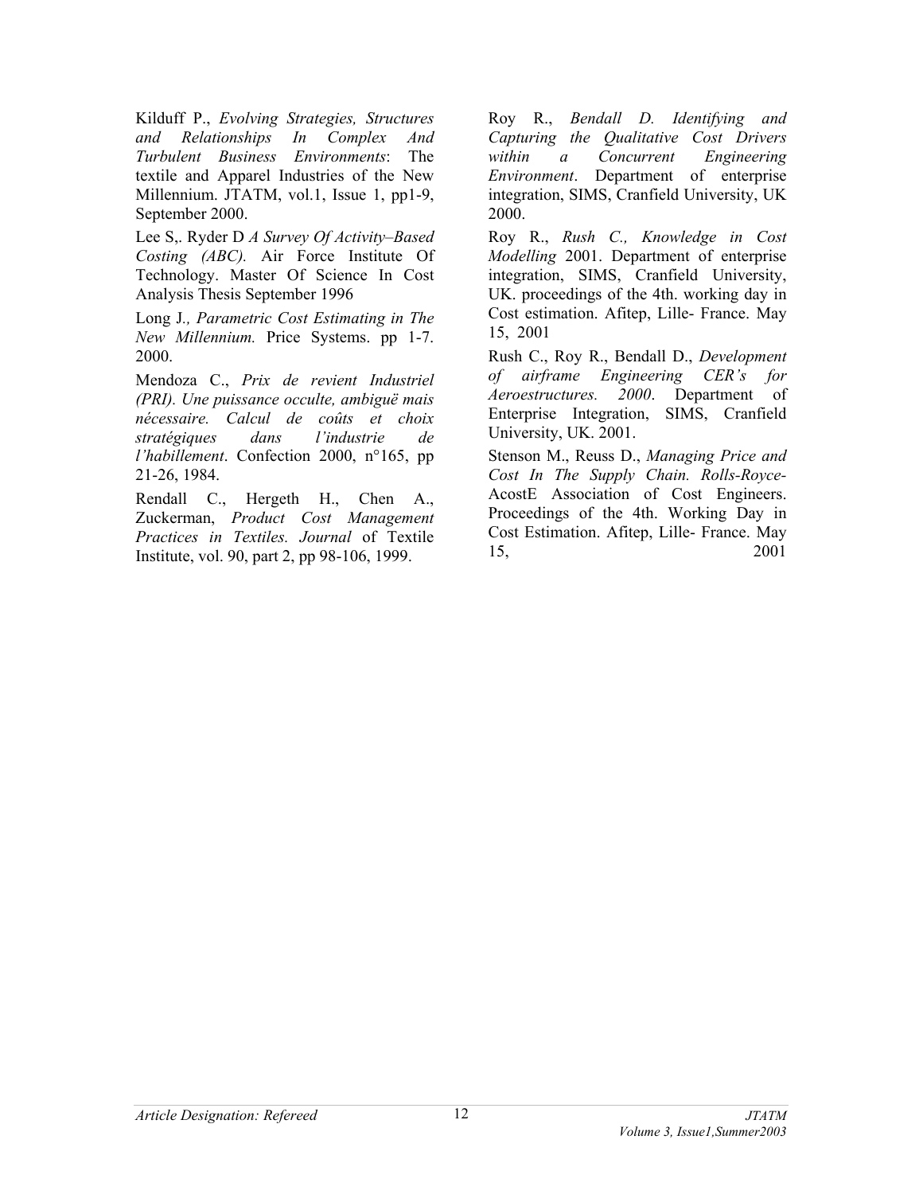Kilduff P., *Evolving Strategies, Structures and Relationships In Complex And Turbulent Business Environments*: The textile and Apparel Industries of the New Millennium. JTATM, vol.1, Issue 1, pp1-9, September 2000.

Lee S,. Ryder D *A Survey Of Activity–Based Costing (ABC).* Air Force Institute Of Technology. Master Of Science In Cost Analysis Thesis September 1996

Long J*., Parametric Cost Estimating in The New Millennium.* Price Systems. pp 1-7. 2000.

Mendoza C., *Prix de revient Industriel (PRI). Une puissance occulte, ambiguë mais nécessaire. Calcul de coûts et choix stratégiques dans l'industrie de l'habillement*. Confection 2000, n°165, pp 21-26, 1984.

Rendall C., Hergeth H., Chen A., Zuckerman, *Product Cost Management Practices in Textiles. Journal* of Textile Institute, vol. 90, part 2, pp 98-106, 1999.

Roy R., *Bendall D. Identifying and Capturing the Qualitative Cost Drivers within a Concurrent Engineering Environment*. Department of enterprise integration, SIMS, Cranfield University, UK 2000.

Roy R., *Rush C., Knowledge in Cost Modelling* 2001. Department of enterprise integration, SIMS, Cranfield University, UK. proceedings of the 4th. working day in Cost estimation. Afitep, Lille- France. May 15, 2001

Rush C., Roy R., Bendall D., *Development of airframe Engineering CER's for Aeroestructures. 2000*. Department of Enterprise Integration, SIMS, Cranfield University, UK. 2001.

Stenson M., Reuss D., *Managing Price and Cost In The Supply Chain. Rolls-Royce-* AcostE Association of Cost Engineers. Proceedings of the 4th. Working Day in Cost Estimation. Afitep, Lille- France. May 15, 2001